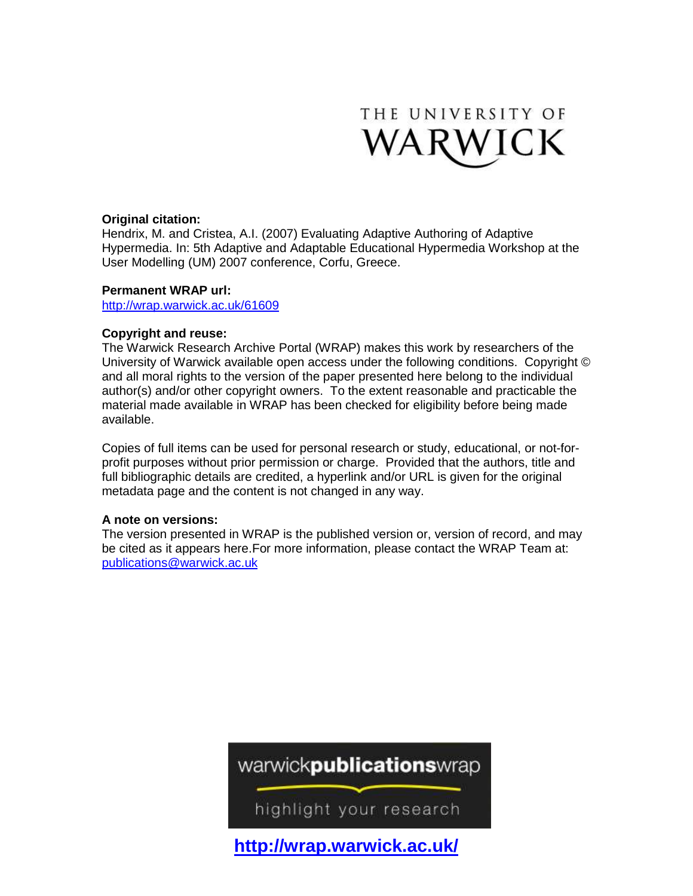THE UNIVERSITY OF WARWICK

**Original citation:**
Hendrix, M. and Cristea, A.I. (2007) Evaluating Adaptive Authoring of Adaptive Hypermedia. In: 5th Adaptive and Adaptable Educational Hypermedia Workshop at the User Modelling (UM) 2007 conference, Corfu, Greece.

**Permanent WRAP url:**
http://wrap.warwick.ac.uk/61609

**Copyright and reuse:**
The Warwick Research Archive Portal (WRAP) makes this work by researchers of the University of Warwick available open access under the following conditions. Copyright © and all moral rights to the version of the paper presented here belong to the individual author(s) and/or other copyright owners. To the extent reasonable and practicable the material made available in WRAP has been checked for eligibility before being made available.

Copies of full items can be used for personal research or study, educational, or not-for-profit purposes without prior permission or charge. Provided that the authors, title and full bibliographic details are credited, a hyperlink and/or URL is given for the original metadata page and the content is not changed in any way.

**A note on versions:**
The version presented in WRAP is the published version or, version of record, and may be cited as it appears here.For more information, please contact the WRAP Team at: publications@warwick.ac.uk

warwickpublicationswrap

highlight your research

**http://wrap.warwick.ac.uk/**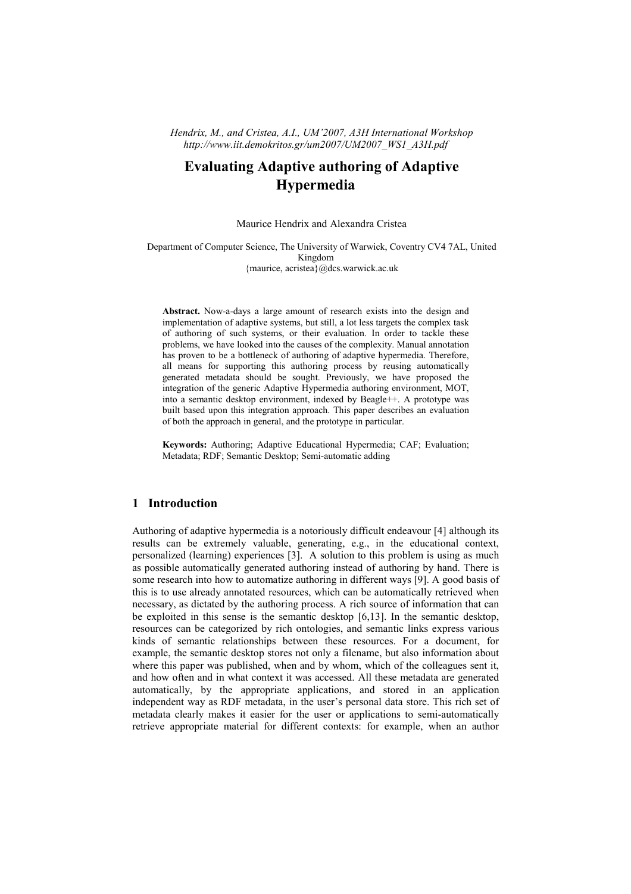*Hendrix, M., and Cristea, A.I., UM'2007, A3H International Workshop http://www.iit.demokritos.gr/um2007/UM2007_WS1_A3H.pdf*

# Evaluating Adaptive authoring of Adaptive Hypermedia

Maurice Hendrix and Alexandra Cristea

Department of Computer Science, The University of Warwick, Coventry CV4 7AL, United Kingdom
{maurice, acristea}@dcs.warwick.ac.uk

**Abstract.** Now-a-days a large amount of research exists into the design and implementation of adaptive systems, but still, a lot less targets the complex task of authoring of such systems, or their evaluation. In order to tackle these problems, we have looked into the causes of the complexity. Manual annotation has proven to be a bottleneck of authoring of adaptive hypermedia. Therefore, all means for supporting this authoring process by reusing automatically generated metadata should be sought. Previously, we have proposed the integration of the generic Adaptive Hypermedia authoring environment, MOT, into a semantic desktop environment, indexed by Beagle++. A prototype was built based upon this integration approach. This paper describes an evaluation of both the approach in general, and the prototype in particular.

**Keywords:** Authoring; Adaptive Educational Hypermedia; CAF; Evaluation; Metadata; RDF; Semantic Desktop; Semi-automatic adding

## 1 Introduction

Authoring of adaptive hypermedia is a notoriously difficult endeavour [4] although its results can be extremely valuable, generating, e.g., in the educational context, personalized (learning) experiences [3]. A solution to this problem is using as much as possible automatically generated authoring instead of authoring by hand. There is some research into how to automatize authoring in different ways [9]. A good basis of this is to use already annotated resources, which can be automatically retrieved when necessary, as dictated by the authoring process. A rich source of information that can be exploited in this sense is the semantic desktop [6,13]. In the semantic desktop, resources can be categorized by rich ontologies, and semantic links express various kinds of semantic relationships between these resources. For a document, for example, the semantic desktop stores not only a filename, but also information about where this paper was published, when and by whom, which of the colleagues sent it, and how often and in what context it was accessed. All these metadata are generated automatically, by the appropriate applications, and stored in an application independent way as RDF metadata, in the user's personal data store. This rich set of metadata clearly makes it easier for the user or applications to semi-automatically retrieve appropriate material for different contexts: for example, when an author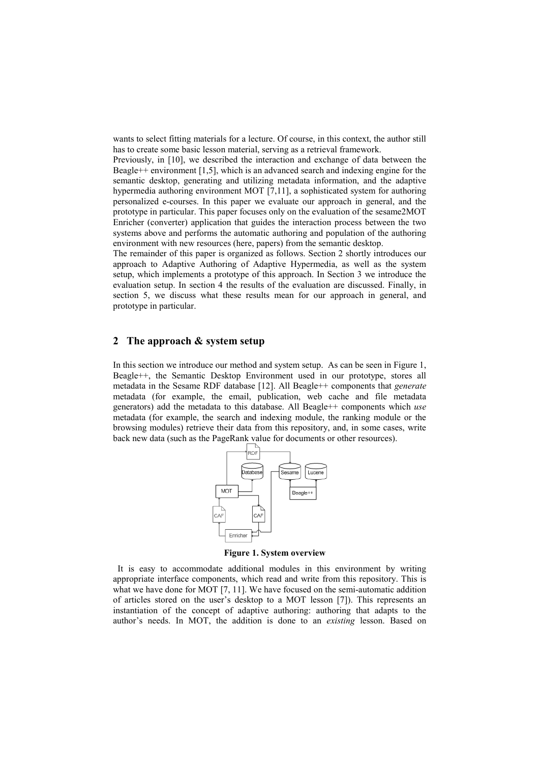wants to select fitting materials for a lecture. Of course, in this context, the author still has to create some basic lesson material, serving as a retrieval framework.

Previously, in [10], we described the interaction and exchange of data between the Beagle++ environment [1,5], which is an advanced search and indexing engine for the semantic desktop, generating and utilizing metadata information, and the adaptive hypermedia authoring environment MOT [7,11], a sophisticated system for authoring personalized e-courses. In this paper we evaluate our approach in general, and the prototype in particular. This paper focuses only on the evaluation of the sesame2MOT Enricher (converter) application that guides the interaction process between the two systems above and performs the automatic authoring and population of the authoring environment with new resources (here, papers) from the semantic desktop.

The remainder of this paper is organized as follows. Section 2 shortly introduces our approach to Adaptive Authoring of Adaptive Hypermedia, as well as the system setup, which implements a prototype of this approach. In Section 3 we introduce the evaluation setup. In section 4 the results of the evaluation are discussed. Finally, in section 5, we discuss what these results mean for our approach in general, and prototype in particular.

## 2 The approach & system setup

In this section we introduce our method and system setup. As can be seen in Figure 1, Beagle++, the Semantic Desktop Environment used in our prototype, stores all metadata in the Sesame RDF database [12]. All Beagle++ components that *generate* metadata (for example, the email, publication, web cache and file metadata generators) add the metadata to this database. All Beagle++ components which *use* metadata (for example, the search and indexing module, the ranking module or the browsing modules) retrieve their data from this repository, and, in some cases, write back new data (such as the PageRank value for documents or other resources).

**Figure 1. System overview**

It is easy to accommodate additional modules in this environment by writing appropriate interface components, which read and write from this repository. This is what we have done for MOT [7, 11]. We have focused on the semi-automatic addition of articles stored on the user's desktop to a MOT lesson [7]). This represents an instantiation of the concept of adaptive authoring: authoring that adapts to the author's needs. In MOT, the addition is done to an *existing* lesson. Based on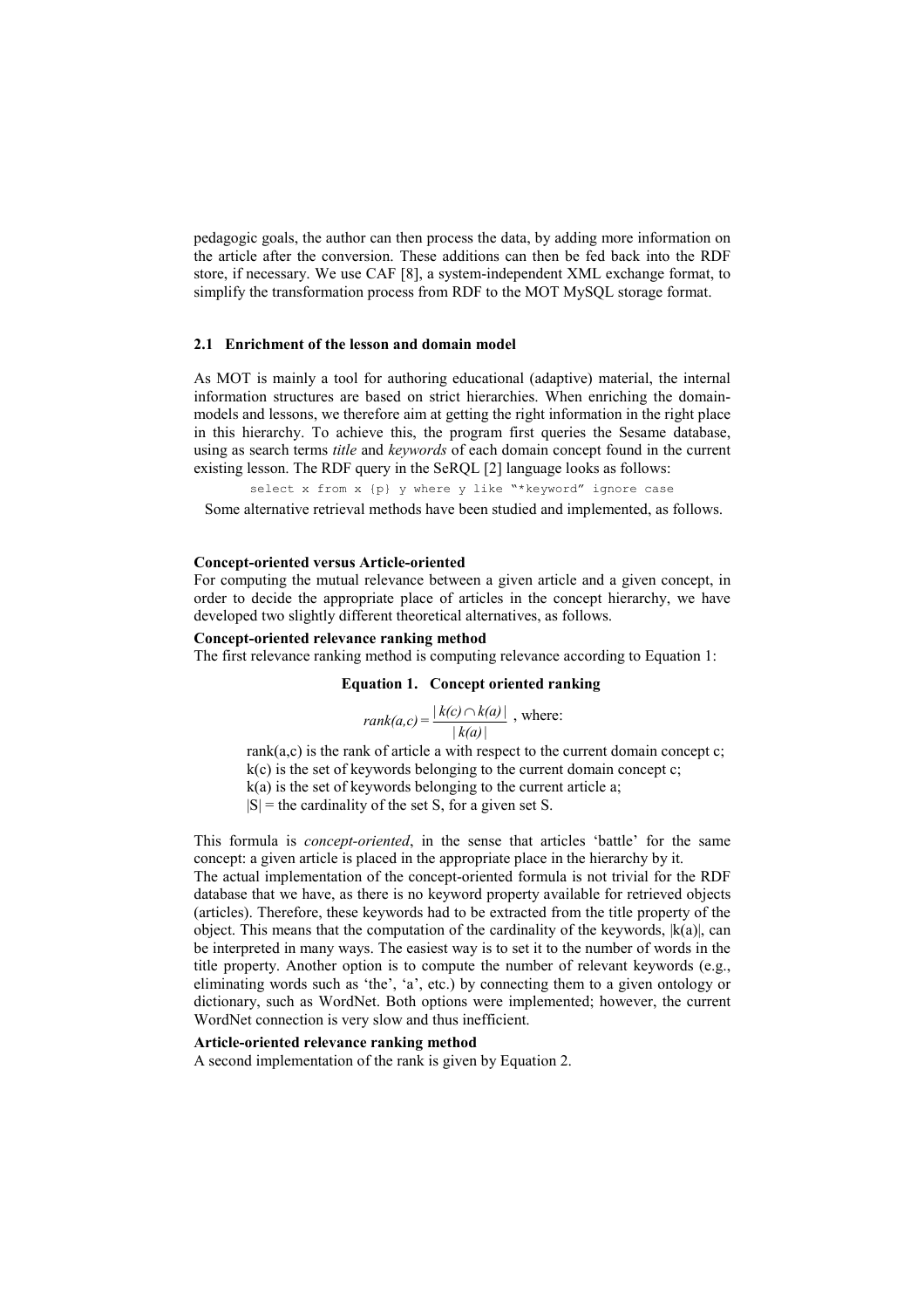pedagogic goals, the author can then process the data, by adding more information on the article after the conversion. These additions can then be fed back into the RDF store, if necessary. We use CAF [8], a system-independent XML exchange format, to simplify the transformation process from RDF to the MOT MySQL storage format.

### 2.1 Enrichment of the lesson and domain model

As MOT is mainly a tool for authoring educational (adaptive) material, the internal information structures are based on strict hierarchies. When enriching the domain-models and lessons, we therefore aim at getting the right information in the right place in this hierarchy. To achieve this, the program first queries the Sesame database, using as search terms *title* and *keywords* of each domain concept found in the current existing lesson. The RDF query in the SeRQL [2] language looks as follows:

```
select x from x {p} y where y like "*keyword" ignore case
```

Some alternative retrieval methods have been studied and implemented, as follows.

**Concept-oriented versus Article-oriented**

For computing the mutual relevance between a given article and a given concept, in order to decide the appropriate place of articles in the concept hierarchy, we have developed two slightly different theoretical alternatives, as follows.

**Concept-oriented relevance ranking method**

The first relevance ranking method is computing relevance according to Equation 1:

**Equation 1. Concept oriented ranking**

$$rank(a,c) = \frac{|k(c) \cap k(a)|}{|k(a)|}$$ , where:

rank(a,c) is the rank of article a with respect to the current domain concept c;
k(c) is the set of keywords belonging to the current domain concept c;
k(a) is the set of keywords belonging to the current article a;
|S| = the cardinality of the set S, for a given set S.

This formula is *concept-oriented*, in the sense that articles 'battle' for the same concept: a given article is placed in the appropriate place in the hierarchy by it.
The actual implementation of the concept-oriented formula is not trivial for the RDF database that we have, as there is no keyword property available for retrieved objects (articles). Therefore, these keywords had to be extracted from the title property of the object. This means that the computation of the cardinality of the keywords, |k(a)|, can be interpreted in many ways. The easiest way is to set it to the number of words in the title property. Another option is to compute the number of relevant keywords (e.g., eliminating words such as 'the', 'a', etc.) by connecting them to a given ontology or dictionary, such as WordNet. Both options were implemented; however, the current WordNet connection is very slow and thus inefficient.

**Article-oriented relevance ranking method**

A second implementation of the rank is given by Equation 2.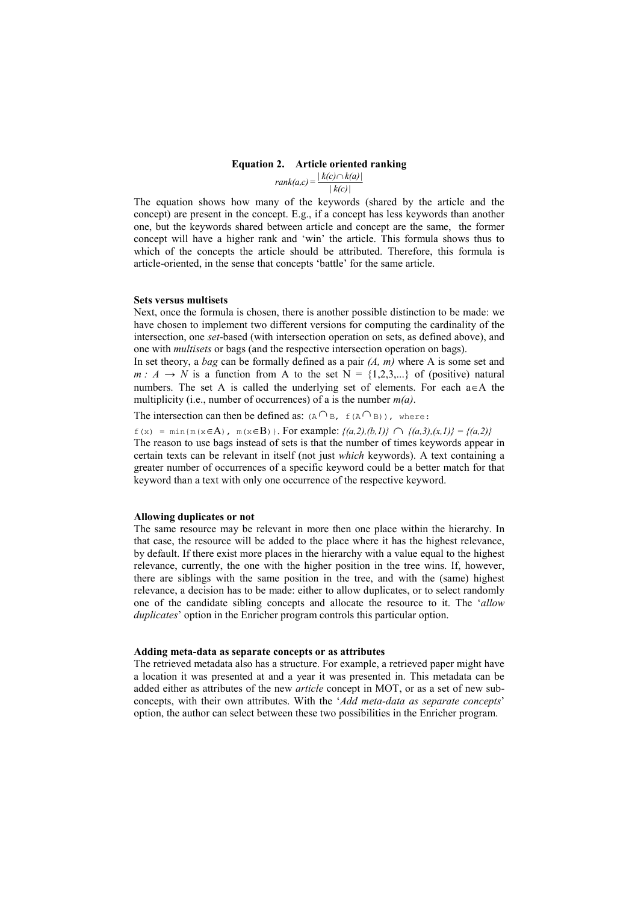**Equation 2. Article oriented ranking**

$$rank(a,c) = \frac{|k(c) \cap k(a)|}{|k(c)|}$$

The equation shows how many of the keywords (shared by the article and the concept) are present in the concept. E.g., if a concept has less keywords than another one, but the keywords shared between article and concept are the same, the former concept will have a higher rank and 'win' the article. This formula shows thus to which of the concepts the article should be attributed. Therefore, this formula is article-oriented, in the sense that concepts 'battle' for the same article.

#### Sets versus multisets

Next, once the formula is chosen, there is another possible distinction to be made: we have chosen to implement two different versions for computing the cardinality of the intersection, one *set*-based (with intersection operation on sets, as defined above), and one with *multisets* or bags (and the respective intersection operation on bags).

In set theory, a *bag* can be formally defined as a pair *(A, m)* where A is some set and $m : A \rightarrow N$ is a function from A to the set N = {1,2,3,...} of (positive) natural numbers. The set A is called the underlying set of elements. For each $a \in A$ the multiplicity (i.e., number of occurrences) of a is the number *m(a)*.

The intersection can then be defined as: $(A \cap B,\ f(A \cap B))$, where:

$f(x) = \min\{m(x \in A),\ m(x \in B)\}$. For example: $\{(a,2),(b,1)\} \cap \{(a,3),(x,1)\} = \{(a,2)\}$

The reason to use bags instead of sets is that the number of times keywords appear in certain texts can be relevant in itself (not just *which* keywords). A text containing a greater number of occurrences of a specific keyword could be a better match for that keyword than a text with only one occurrence of the respective keyword.

#### Allowing duplicates or not

The same resource may be relevant in more then one place within the hierarchy. In that case, the resource will be added to the place where it has the highest relevance, by default. If there exist more places in the hierarchy with a value equal to the highest relevance, currently, the one with the higher position in the tree wins. If, however, there are siblings with the same position in the tree, and with the (same) highest relevance, a decision has to be made: either to allow duplicates, or to select randomly one of the candidate sibling concepts and allocate the resource to it. The '*allow duplicates*' option in the Enricher program controls this particular option.

#### Adding meta-data as separate concepts or as attributes

The retrieved metadata also has a structure. For example, a retrieved paper might have a location it was presented at and a year it was presented in. This metadata can be added either as attributes of the new *article* concept in MOT, or as a set of new sub-concepts, with their own attributes. With the '*Add meta-data as separate concepts*' option, the author can select between these two possibilities in the Enricher program.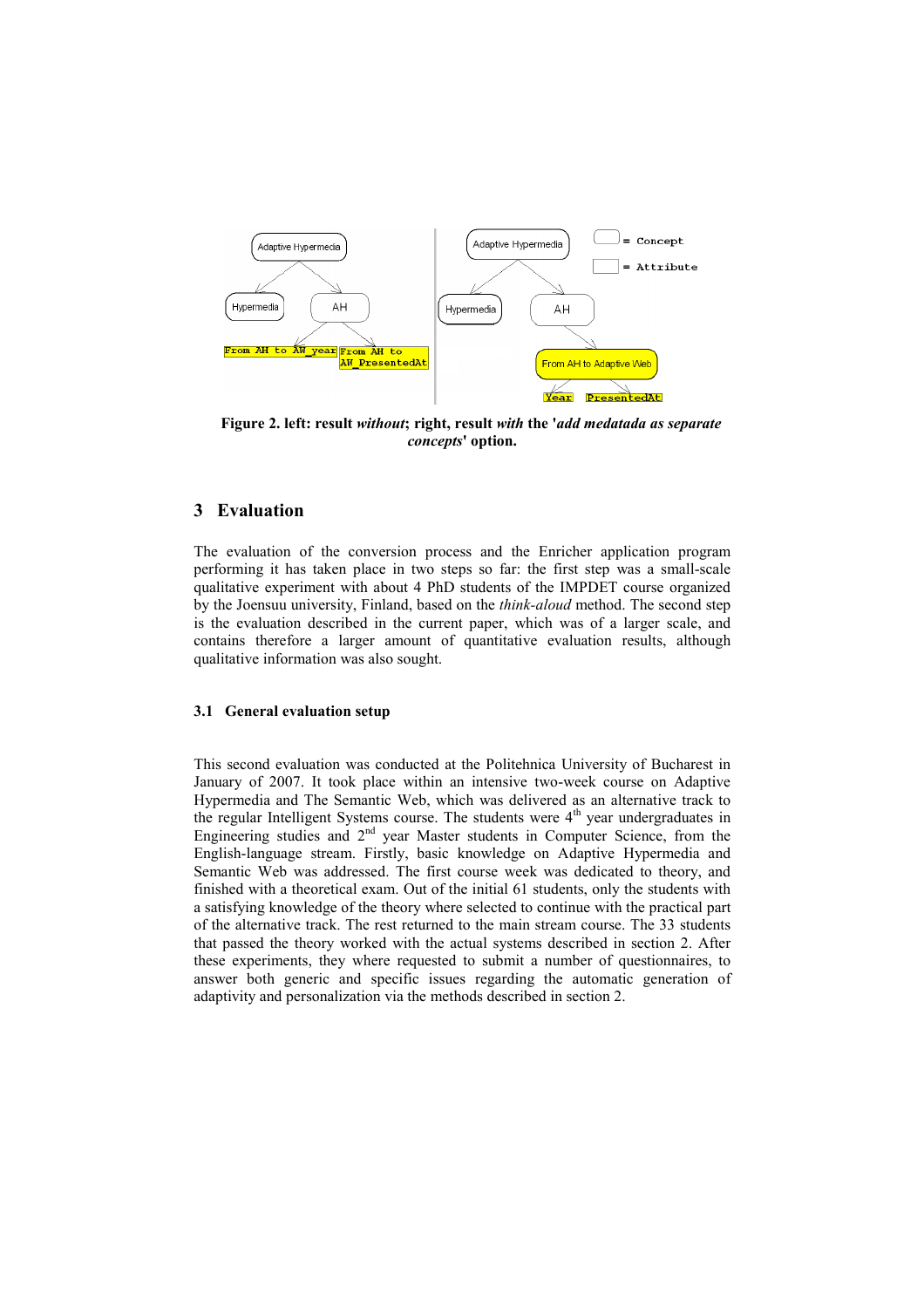Figure 2. **left: result *without*; right, result *with* the '*add medatada as separate concepts*' option.**

## 3 Evaluation

The evaluation of the conversion process and the Enricher application program performing it has taken place in two steps so far: the first step was a small-scale qualitative experiment with about 4 PhD students of the IMPDET course organized by the Joensuu university, Finland, based on the *think-aloud* method. The second step is the evaluation described in the current paper, which was of a larger scale, and contains therefore a larger amount of quantitative evaluation results, although qualitative information was also sought.

### 3.1 General evaluation setup

This second evaluation was conducted at the Politehnica University of Bucharest in January of 2007. It took place within an intensive two-week course on Adaptive Hypermedia and The Semantic Web, which was delivered as an alternative track to the regular Intelligent Systems course. The students were 4th year undergraduates in Engineering studies and 2nd year Master students in Computer Science, from the English-language stream. Firstly, basic knowledge on Adaptive Hypermedia and Semantic Web was addressed. The first course week was dedicated to theory, and finished with a theoretical exam. Out of the initial 61 students, only the students with a satisfying knowledge of the theory where selected to continue with the practical part of the alternative track. The rest returned to the main stream course. The 33 students that passed the theory worked with the actual systems described in section 2. After these experiments, they where requested to submit a number of questionnaires, to answer both generic and specific issues regarding the automatic generation of adaptivity and personalization via the methods described in section 2.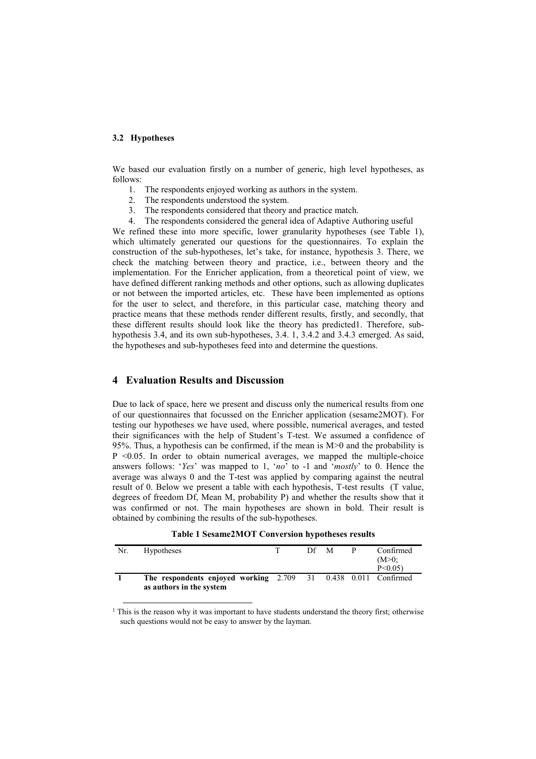### 3.2 Hypotheses

We based our evaluation firstly on a number of generic, high level hypotheses, as follows:

1. The respondents enjoyed working as authors in the system.
2. The respondents understood the system.
3. The respondents considered that theory and practice match.
4. The respondents considered the general idea of Adaptive Authoring useful

We refined these into more specific, lower granularity hypotheses (see Table 1), which ultimately generated our questions for the questionnaires. To explain the construction of the sub-hypotheses, let's take, for instance, hypothesis 3. There, we check the matching between theory and practice, i.e., between theory and the implementation. For the Enricher application, from a theoretical point of view, we have defined different ranking methods and other options, such as allowing duplicates or not between the imported articles, etc. These have been implemented as options for the user to select, and therefore, in this particular case, matching theory and practice means that these methods render different results, firstly, and secondly, that these different results should look like the theory has predicted[1]. Therefore, sub-hypothesis 3.4, and its own sub-hypotheses, 3.4. 1, 3.4.2 and 3.4.3 emerged. As said, the hypotheses and sub-hypotheses feed into and determine the questions.

## 4 Evaluation Results and Discussion

Due to lack of space, here we present and discuss only the numerical results from one of our questionnaires that focussed on the Enricher application (sesame2MOT). For testing our hypotheses we have used, where possible, numerical averages, and tested their significances with the help of Student's T-test. We assumed a confidence of 95%. Thus, a hypothesis can be confirmed, if the mean is $M>0$ and the probability is $P<0.05$. In order to obtain numerical averages, we mapped the multiple-choice answers follows: '*Yes*' was mapped to 1, '*no*' to -1 and '*mostly*' to 0. Hence the average was always 0 and the T-test was applied by comparing against the neutral result of 0. Below we present a table with each hypothesis, T-test results (T value, degrees of freedom Df, Mean M, probability P) and whether the results show that it was confirmed or not. The main hypotheses are shown in bold. Their result is obtained by combining the results of the sub-hypotheses.

**Table 1 Sesame2MOT Conversion hypotheses results**

| Nr. | Hypotheses | T | Df | M | P | Confirmed ($M>0$; $P<0.05$) |
|---|---|---|---|---|---|---|
| **1** | **The respondents enjoyed working as authors in the system** | 2.709 | 31 | 0.438 | 0.011 | Confirmed |

[1] This is the reason why it was important to have students understand the theory first; otherwise such questions would not be easy to answer by the layman.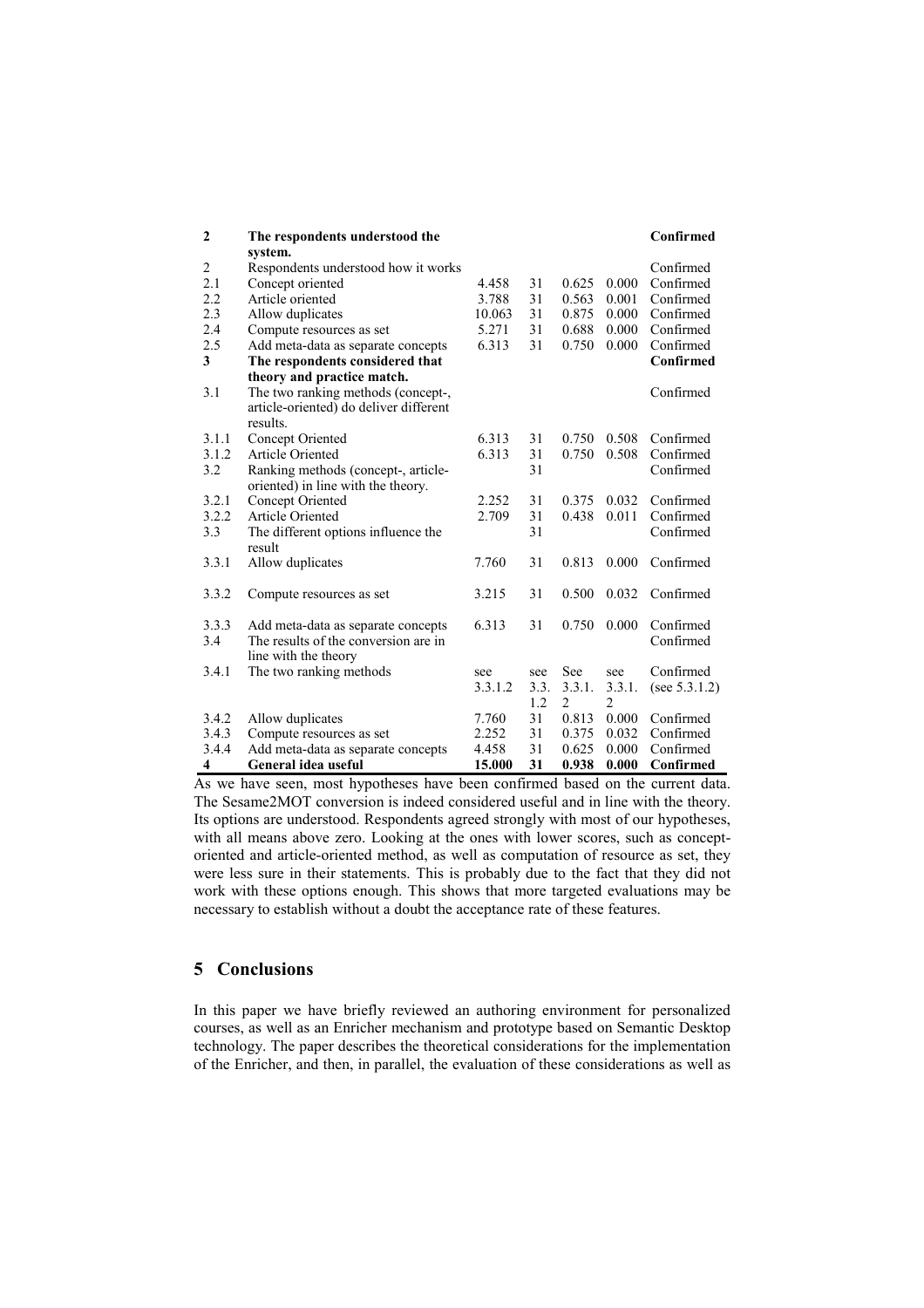| | | | | | | |
|---|---|---|---|---|---|---|
| **2** | **The respondents understood the system.** | | | | | **Confirmed** |
| 2 | Respondents understood how it works | | | | | Confirmed |
| 2.1 | Concept oriented | 4.458 | 31 | 0.625 | 0.000 | Confirmed |
| 2.2 | Article oriented | 3.788 | 31 | 0.563 | 0.001 | Confirmed |
| 2.3 | Allow duplicates | 10.063 | 31 | 0.875 | 0.000 | Confirmed |
| 2.4 | Compute resources as set | 5.271 | 31 | 0.688 | 0.000 | Confirmed |
| 2.5 | Add meta-data as separate concepts | 6.313 | 31 | 0.750 | 0.000 | Confirmed |
| **3** | **The respondents considered that theory and practice match.** | | | | | **Confirmed** |
| 3.1 | The two ranking methods (concept-, article-oriented) do deliver different results. | | | | | Confirmed |
| 3.1.1 | Concept Oriented | 6.313 | 31 | 0.750 | 0.508 | Confirmed |
| 3.1.2 | Article Oriented | 6.313 | 31 | 0.750 | 0.508 | Confirmed |
| 3.2 | Ranking methods (concept-, article-oriented) in line with the theory. | | 31 | | | Confirmed |
| 3.2.1 | Concept Oriented | 2.252 | 31 | 0.375 | 0.032 | Confirmed |
| 3.2.2 | Article Oriented | 2.709 | 31 | 0.438 | 0.011 | Confirmed |
| 3.3 | The different options influence the result | | 31 | | | Confirmed |
| 3.3.1 | Allow duplicates | 7.760 | 31 | 0.813 | 0.000 | Confirmed |
| 3.3.2 | Compute resources as set | 3.215 | 31 | 0.500 | 0.032 | Confirmed |
| 3.3.3 | Add meta-data as separate concepts | 6.313 | 31 | 0.750 | 0.000 | Confirmed |
| 3.4 | The results of the conversion are in line with the theory | | | | | Confirmed |
| 3.4.1 | The two ranking methods | see 3.3.1.2 | see 3.3.1.2 | See 3.3.1.2 | see 3.3.1.2 | Confirmed (see 5.3.1.2) |
| 3.4.2 | Allow duplicates | 7.760 | 31 | 0.813 | 0.000 | Confirmed |
| 3.4.3 | Compute resources as set | 2.252 | 31 | 0.375 | 0.032 | Confirmed |
| 3.4.4 | Add meta-data as separate concepts | 4.458 | 31 | 0.625 | 0.000 | Confirmed |
| **4** | **General idea useful** | **15.000** | **31** | **0.938** | **0.000** | **Confirmed** |

As we have seen, most hypotheses have been confirmed based on the current data. The Sesame2MOT conversion is indeed considered useful and in line with the theory. Its options are understood. Respondents agreed strongly with most of our hypotheses, with all means above zero. Looking at the ones with lower scores, such as concept-oriented and article-oriented method, as well as computation of resource as set, they were less sure in their statements. This is probably due to the fact that they did not work with these options enough. This shows that more targeted evaluations may be necessary to establish without a doubt the acceptance rate of these features.

## 5 Conclusions

In this paper we have briefly reviewed an authoring environment for personalized courses, as well as an Enricher mechanism and prototype based on Semantic Desktop technology. The paper describes the theoretical considerations for the implementation of the Enricher, and then, in parallel, the evaluation of these considerations as well as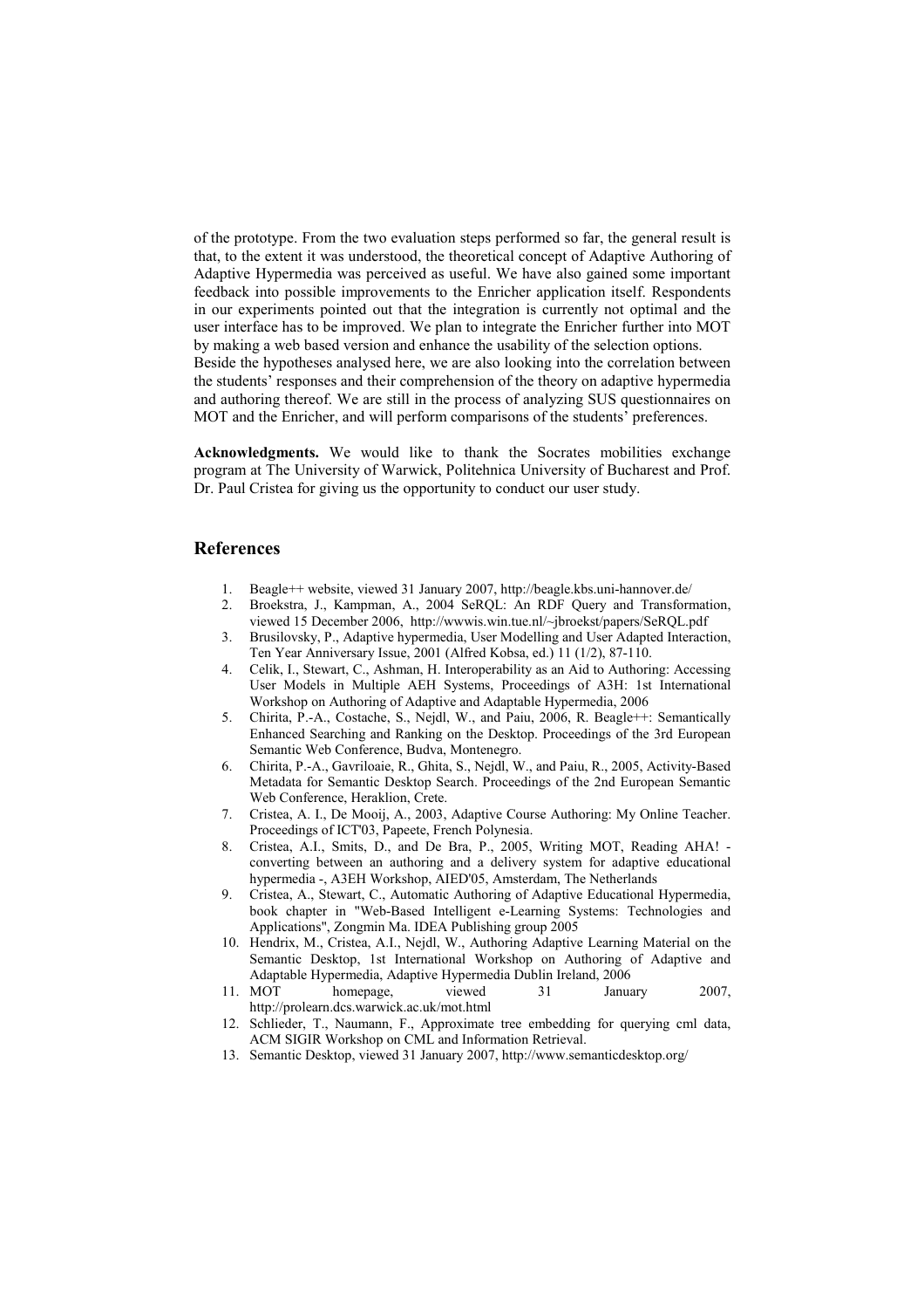of the prototype. From the two evaluation steps performed so far, the general result is that, to the extent it was understood, the theoretical concept of Adaptive Authoring of Adaptive Hypermedia was perceived as useful. We have also gained some important feedback into possible improvements to the Enricher application itself. Respondents in our experiments pointed out that the integration is currently not optimal and the user interface has to be improved. We plan to integrate the Enricher further into MOT by making a web based version and enhance the usability of the selection options.
Beside the hypotheses analysed here, we are also looking into the correlation between the students' responses and their comprehension of the theory on adaptive hypermedia and authoring thereof. We are still in the process of analyzing SUS questionnaires on MOT and the Enricher, and will perform comparisons of the students' preferences.

**Acknowledgments.** We would like to thank the Socrates mobilities exchange program at The University of Warwick, Politehnica University of Bucharest and Prof. Dr. Paul Cristea for giving us the opportunity to conduct our user study.

## References

1. Beagle++ website, viewed 31 January 2007, http://beagle.kbs.uni-hannover.de/
2. Broekstra, J., Kampman, A., 2004 SeRQL: An RDF Query and Transformation, viewed 15 December 2006, http://wwwis.win.tue.nl/~jbroekst/papers/SeRQL.pdf
3. Brusilovsky, P., Adaptive hypermedia, User Modelling and User Adapted Interaction, Ten Year Anniversary Issue, 2001 (Alfred Kobsa, ed.) 11 (1/2), 87-110.
4. Celik, I., Stewart, C., Ashman, H. Interoperability as an Aid to Authoring: Accessing User Models in Multiple AEH Systems, Proceedings of A3H: 1st International Workshop on Authoring of Adaptive and Adaptable Hypermedia, 2006
5. Chirita, P.-A., Costache, S., Nejdl, W., and Paiu, 2006, R. Beagle++: Semantically Enhanced Searching and Ranking on the Desktop. Proceedings of the 3rd European Semantic Web Conference, Budva, Montenegro.
6. Chirita, P.-A., Gavriloaie, R., Ghita, S., Nejdl, W., and Paiu, R., 2005, Activity-Based Metadata for Semantic Desktop Search. Proceedings of the 2nd European Semantic Web Conference, Heraklion, Crete.
7. Cristea, A. I., De Mooij, A., 2003, Adaptive Course Authoring: My Online Teacher. Proceedings of ICT'03, Papeete, French Polynesia.
8. Cristea, A.I., Smits, D., and De Bra, P., 2005, Writing MOT, Reading AHA! - converting between an authoring and a delivery system for adaptive educational hypermedia -, A3EH Workshop, AIED'05, Amsterdam, The Netherlands
9. Cristea, A., Stewart, C., Automatic Authoring of Adaptive Educational Hypermedia, book chapter in "Web-Based Intelligent e-Learning Systems: Technologies and Applications", Zongmin Ma. IDEA Publishing group 2005
10. Hendrix, M., Cristea, A.I., Nejdl, W., Authoring Adaptive Learning Material on the Semantic Desktop, 1st International Workshop on Authoring of Adaptive and Adaptable Hypermedia, Adaptive Hypermedia Dublin Ireland, 2006
11. MOT homepage, viewed 31 January 2007, http://prolearn.dcs.warwick.ac.uk/mot.html
12. Schlieder, T., Naumann, F., Approximate tree embedding for querying cml data, ACM SIGIR Workshop on CML and Information Retrieval.
13. Semantic Desktop, viewed 31 January 2007, http://www.semanticdesktop.org/